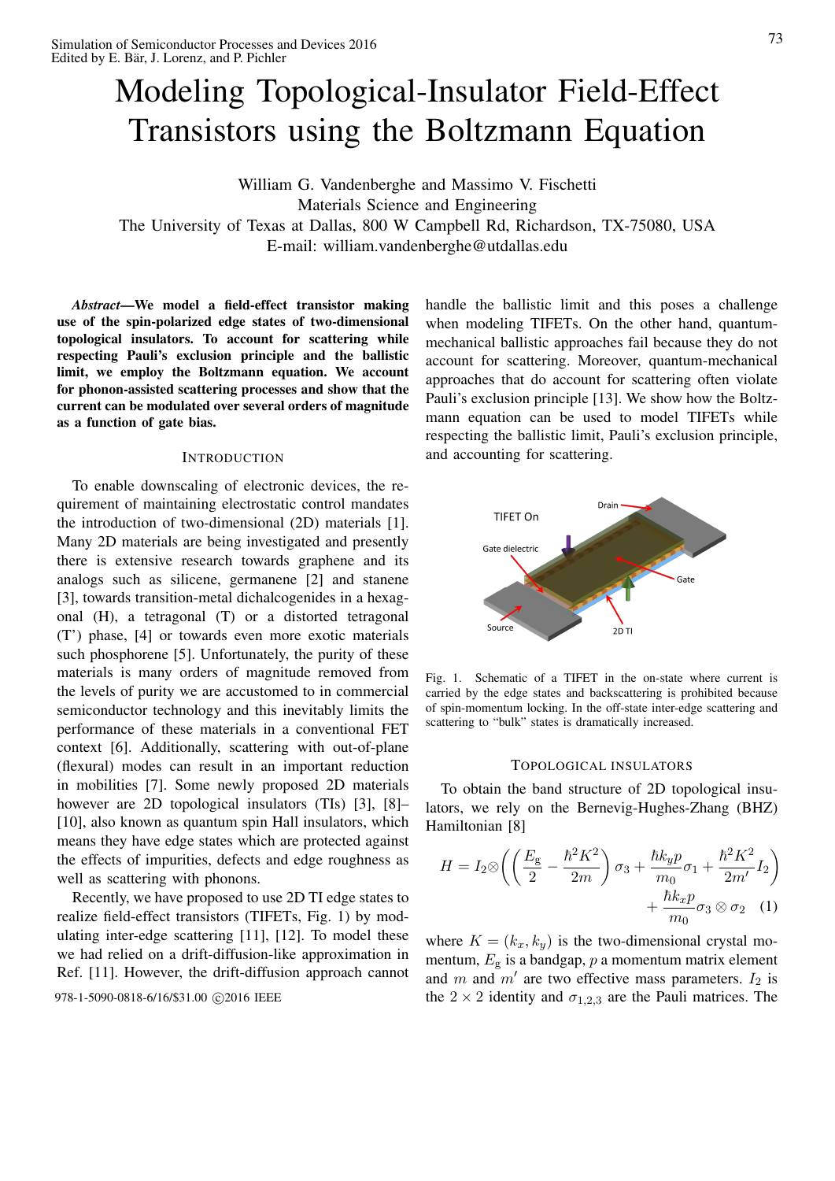# Modeling Topological-Insulator Field-Effect Transistors using the Boltzmann Equation

William G. Vandenberghe and Massimo V. Fischetti
Materials Science and Engineering
The University of Texas at Dallas, 800 W Campbell Rd, Richardson, TX-75080, USA
E-mail: william.vandenberghe@utdallas.edu

***Abstract*—We model a field-effect transistor making use of the spin-polarized edge states of two-dimensional topological insulators. To account for scattering while respecting Pauli's exclusion principle and the ballistic limit, we employ the Boltzmann equation. We account for phonon-assisted scattering processes and show that the current can be modulated over several orders of magnitude as a function of gate bias.**

## Introduction

To enable downscaling of electronic devices, the requirement of maintaining electrostatic control mandates the introduction of two-dimensional (2D) materials [1]. Many 2D materials are being investigated and presently there is extensive research towards graphene and its analogs such as silicene, germanene [2] and stanene [3], towards transition-metal dichalcogenides in a hexagonal (H), a tetragonal (T) or a distorted tetragonal (T') phase, [4] or towards even more exotic materials such phosphorene [5]. Unfortunately, the purity of these materials is many orders of magnitude removed from the levels of purity we are accustomed to in commercial semiconductor technology and this inevitably limits the performance of these materials in a conventional FET context [6]. Additionally, scattering with out-of-plane (flexural) modes can result in an important reduction in mobilities [7]. Some newly proposed 2D materials however are 2D topological insulators (TIs) [3], [8]–[10], also known as quantum spin Hall insulators, which means they have edge states which are protected against the effects of impurities, defects and edge roughness as well as scattering with phonons.

Recently, we have proposed to use 2D TI edge states to realize field-effect transistors (TIFETs, Fig. 1) by modulating inter-edge scattering [11], [12]. To model these we had relied on a drift-diffusion-like approximation in Ref. [11]. However, the drift-diffusion approach cannot handle the ballistic limit and this poses a challenge when modeling TIFETs. On the other hand, quantum-mechanical ballistic approaches fail because they do not account for scattering. Moreover, quantum-mechanical approaches that do account for scattering often violate Pauli's exclusion principle [13]. We show how the Boltzmann equation can be used to model TIFETs while respecting the ballistic limit, Pauli's exclusion principle, and accounting for scattering.

Fig. 1. Schematic of a TIFET in the on-state where current is carried by the edge states and backscattering is prohibited because of spin-momentum locking. In the off-state inter-edge scattering and scattering to "bulk" states is dramatically increased.

## Topological Insulators

To obtain the band structure of 2D topological insulators, we rely on the Bernevig-Hughes-Zhang (BHZ) Hamiltonian [8]

$$H = I_2 \otimes \left( \left( \frac{E_g}{2} - \frac{\hbar^2 K^2}{2m} \right) \sigma_3 + \frac{\hbar k_y p}{m_0} \sigma_1 + \frac{\hbar^2 K^2}{2m'} I_2 \right) + \frac{\hbar k_x p}{m_0} \sigma_3 \otimes \sigma_2 \quad (1)$$

where $K = (k_x, k_y)$ is the two-dimensional crystal momentum, $E_g$ is a bandgap, $p$ a momentum matrix element and $m$ and $m'$ are two effective mass parameters. $I_2$ is the $2 \times 2$ identity and $\sigma_{1,2,3}$ are the Pauli matrices. The

978-1-5090-0818-6/16/$31.00 ©2016 IEEE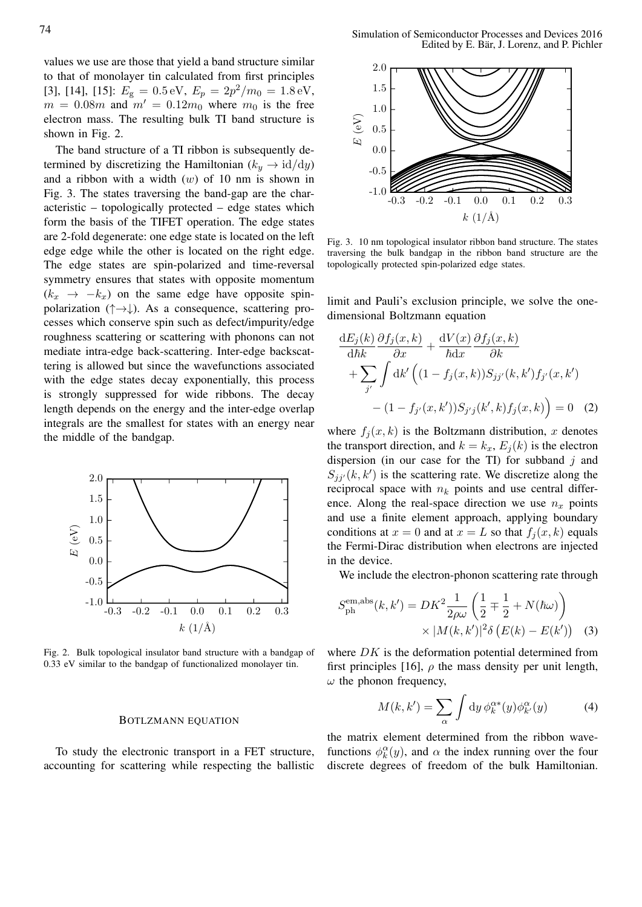values we use are those that yield a band structure similar to that of monolayer tin calculated from first principles [3], [14], [15]: $E_\mathrm{g} = 0.5\,\mathrm{eV}$, $E_p = 2p^2/m_0 = 1.8\,\mathrm{eV}$, $m = 0.08m$ and $m' = 0.12m_0$ where $m_0$ is the free electron mass. The resulting bulk TI band structure is shown in Fig. 2.

The band structure of a TI ribbon is subsequently determined by discretizing the Hamiltonian ($k_y \rightarrow \mathrm{i}\mathrm{d}/\mathrm{d}y$) and a ribbon with a width ($w$) of 10 nm is shown in Fig. 3. The states traversing the band-gap are the characteristic – topologically protected – edge states which form the basis of the TIFET operation. The edge states are 2-fold degenerate: one edge state is located on the left edge edge while the other is located on the right edge. The edge states are spin-polarized and time-reversal symmetry ensures that states with opposite momentum ($k_x \rightarrow -k_x$) on the same edge have opposite spin-polarization ($\uparrow\rightarrow\downarrow$). As a consequence, scattering processes which conserve spin such as defect/impurity/edge roughness scattering or scattering with phonons can not mediate intra-edge back-scattering. Inter-edge backscattering is allowed but since the wavefunctions associated with the edge states decay exponentially, this process is strongly suppressed for wide ribbons. The decay length depends on the energy and the inter-edge overlap integrals are the smallest for states with an energy near the middle of the bandgap.

Fig. 2. Bulk topological insulator band structure with a bandgap of 0.33 eV similar to the bandgap of functionalized monolayer tin.

Fig. 3. 10 nm topological insulator ribbon band structure. The states traversing the bulk bandgap in the ribbon band structure are the topologically protected spin-polarized edge states.

## BOTLZMANN EQUATION

To study the electronic transport in a FET structure, accounting for scattering while respecting the ballistic limit and Pauli's exclusion principle, we solve the one-dimensional Boltzmann equation

$$
\begin{aligned}
&\frac{\mathrm{d}E_j(k)}{\mathrm{d}\hbar k}\frac{\partial f_j(x,k)}{\partial x} + \frac{\mathrm{d}V(x)}{\hbar \mathrm{d}x}\frac{\partial f_j(x,k)}{\partial k} \\
&+ \sum_{j'}\int \mathrm{d}k'\Big((1-f_j(x,k))S_{jj'}(k,k')f_{j'}(x,k') \\
&\quad - (1-f_{j'}(x,k'))S_{j'j}(k',k)f_j(x,k)\Big) = 0 \quad (2)
\end{aligned}
$$

where $f_j(x,k)$ is the Boltzmann distribution, $x$ denotes the transport direction, and $k = k_x$, $E_j(k)$ is the electron dispersion (in our case for the TI) for subband $j$ and $S_{jj'}(k,k')$ is the scattering rate. We discretize along the reciprocal space with $n_k$ points and use central difference. Along the real-space direction we use $n_x$ points and use a finite element approach, applying boundary conditions at $x = 0$ and at $x = L$ so that $f_j(x,k)$ equals the Fermi-Dirac distribution when electrons are injected in the device.

We include the electron-phonon scattering rate through

$$
\begin{aligned}
S_\mathrm{ph}^{\mathrm{em,abs}}(k,k') = DK^2\frac{1}{2\rho\omega}\left(\frac{1}{2} \mp \frac{1}{2} + N(\hbar\omega)\right) \\
\times |M(k,k')|^2\delta\big(E(k) - E(k')\big) \quad (3)
\end{aligned}
$$

where $DK$ is the deformation potential determined from first principles [16], $\rho$ the mass density per unit length, $\omega$ the phonon frequency,

$$
M(k,k') = \sum_\alpha \int \mathrm{d}y\, \phi_k^{\alpha *}(y)\phi_{k'}^{\alpha}(y) \quad (4)
$$

the matrix element determined from the ribbon wavefunctions $\phi_k^\alpha(y)$, and $\alpha$ the index running over the four discrete degrees of freedom of the bulk Hamiltonian.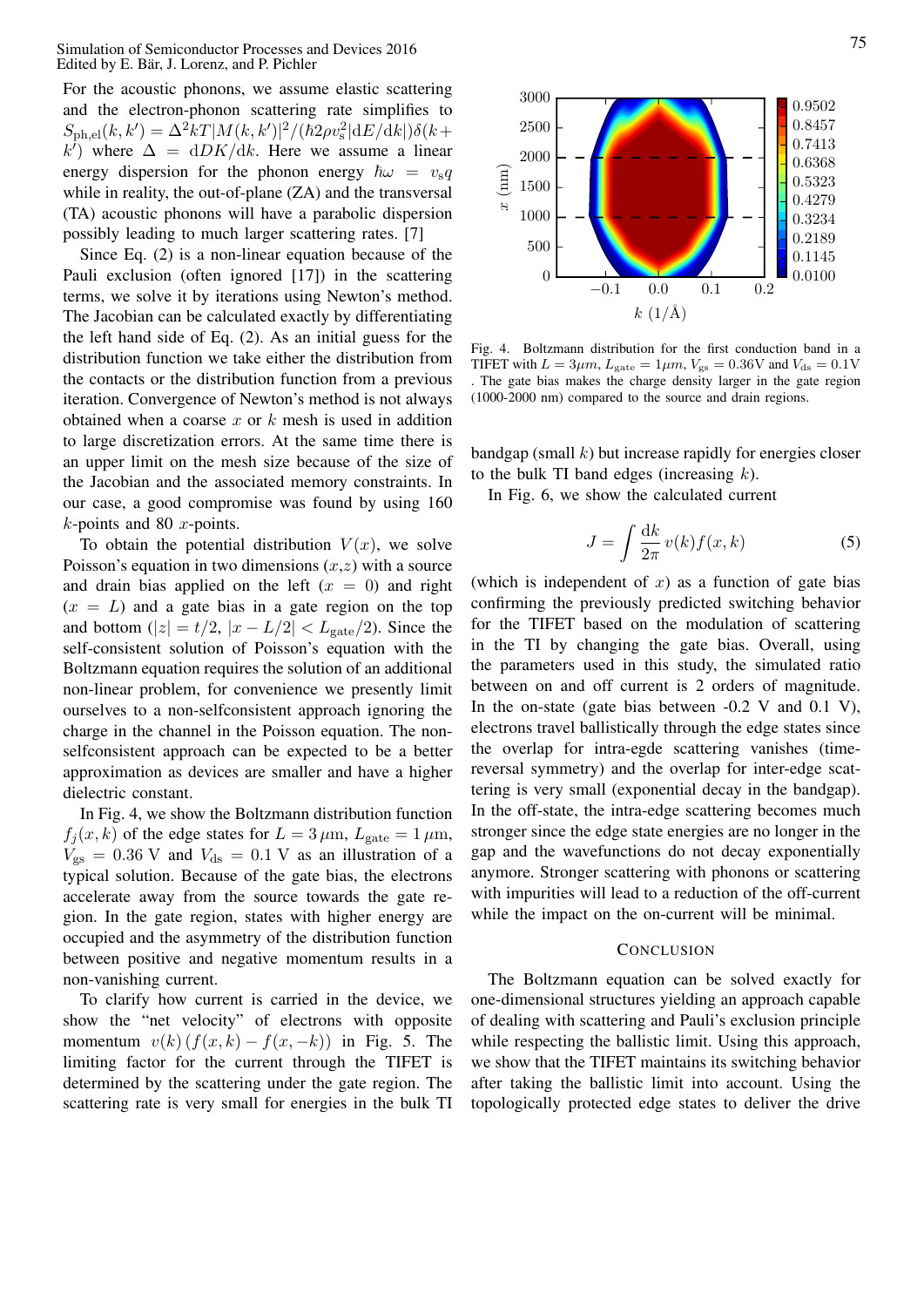For the acoustic phonons, we assume elastic scattering and the electron-phonon scattering rate simplifies to $S_{\text{ph,el}}(k,k') = \Delta^2 kT|M(k,k')|^2/(\hbar 2\rho v_s^2|\mathrm{d}E/\mathrm{d}k|)\delta(k+k')$ where $\Delta = \mathrm{d}DK/\mathrm{d}k$. Here we assume a linear energy dispersion for the phonon energy $\hbar\omega = v_s q$ while in reality, the out-of-plane (ZA) and the transversal (TA) acoustic phonons will have a parabolic dispersion possibly leading to much larger scattering rates. [7]

Since Eq. (2) is a non-linear equation because of the Pauli exclusion (often ignored [17]) in the scattering terms, we solve it by iterations using Newton's method. The Jacobian can be calculated exactly by differentiating the left hand side of Eq. (2). As an initial guess for the distribution function we take either the distribution from the contacts or the distribution function from a previous iteration. Convergence of Newton's method is not always obtained when a coarse $x$ or $k$ mesh is used in addition to large discretization errors. At the same time there is an upper limit on the mesh size because of the size of the Jacobian and the associated memory constraints. In our case, a good compromise was found by using 160 $k$-points and 80 $x$-points.

To obtain the potential distribution $V(x)$, we solve Poisson's equation in two dimensions ($x$,$z$) with a source and drain bias applied on the left ($x = 0$) and right ($x = L$) and a gate bias in a gate region on the top and bottom ($|z| = t/2$, $|x - L/2| < L_{\text{gate}}/2$). Since the self-consistent solution of Poisson's equation with the Boltzmann equation requires the solution of an additional non-linear problem, for convenience we presently limit ourselves to a non-selfconsistent approach ignoring the charge in the channel in the Poisson equation. The non-selfconsistent approach can be expected to be a better approximation as devices are smaller and have a higher dielectric constant.

In Fig. 4, we show the Boltzmann distribution function $f_j(x,k)$ of the edge states for $L = 3\,\mu\text{m}$, $L_{\text{gate}} = 1\,\mu\text{m}$, $V_{\text{gs}} = 0.36$ V and $V_{\text{ds}} = 0.1$ V as an illustration of a typical solution. Because of the gate bias, the electrons accelerate away from the source towards the gate region. In the gate region, states with higher energy are occupied and the asymmetry of the distribution function between positive and negative momentum results in a non-vanishing current.

To clarify how current is carried in the device, we show the "net velocity" of electrons with opposite momentum $v(k)\,(f(x,k) - f(x,-k))$ in Fig. 5. The limiting factor for the current through the TIFET is determined by the scattering under the gate region. The scattering rate is very small for energies in the bulk TI bandgap (small $k$) but increase rapidly for energies closer to the bulk TI band edges (increasing $k$).

Fig. 4. Boltzmann distribution for the first conduction band in a TIFET with $L = 3\mu m$, $L_{\text{gate}} = 1\mu m$, $V_{\text{gs}} = 0.36$V and $V_{\text{ds}} = 0.1$V . The gate bias makes the charge density larger in the gate region (1000-2000 nm) compared to the source and drain regions.

In Fig. 6, we show the calculated current

$$J = \int \frac{\mathrm{d}k}{2\pi}\, v(k) f(x,k) \tag{5}$$

(which is independent of $x$) as a function of gate bias confirming the previously predicted switching behavior for the TIFET based on the modulation of scattering in the TI by changing the gate bias. Overall, using the parameters used in this study, the simulated ratio between on and off current is 2 orders of magnitude. In the on-state (gate bias between -0.2 V and 0.1 V), electrons travel ballistically through the edge states since the overlap for intra-egde scattering vanishes (time-reversal symmetry) and the overlap for inter-edge scattering is very small (exponential decay in the bandgap). In the off-state, the intra-edge scattering becomes much stronger since the edge state energies are no longer in the gap and the wavefunctions do not decay exponentially anymore. Stronger scattering with phonons or scattering with impurities will lead to a reduction of the off-current while the impact on the on-current will be minimal.

## Conclusion

The Boltzmann equation can be solved exactly for one-dimensional structures yielding an approach capable of dealing with scattering and Pauli's exclusion principle while respecting the ballistic limit. Using this approach, we show that the TIFET maintains its switching behavior after taking the ballistic limit into account. Using the topologically protected edge states to deliver the drive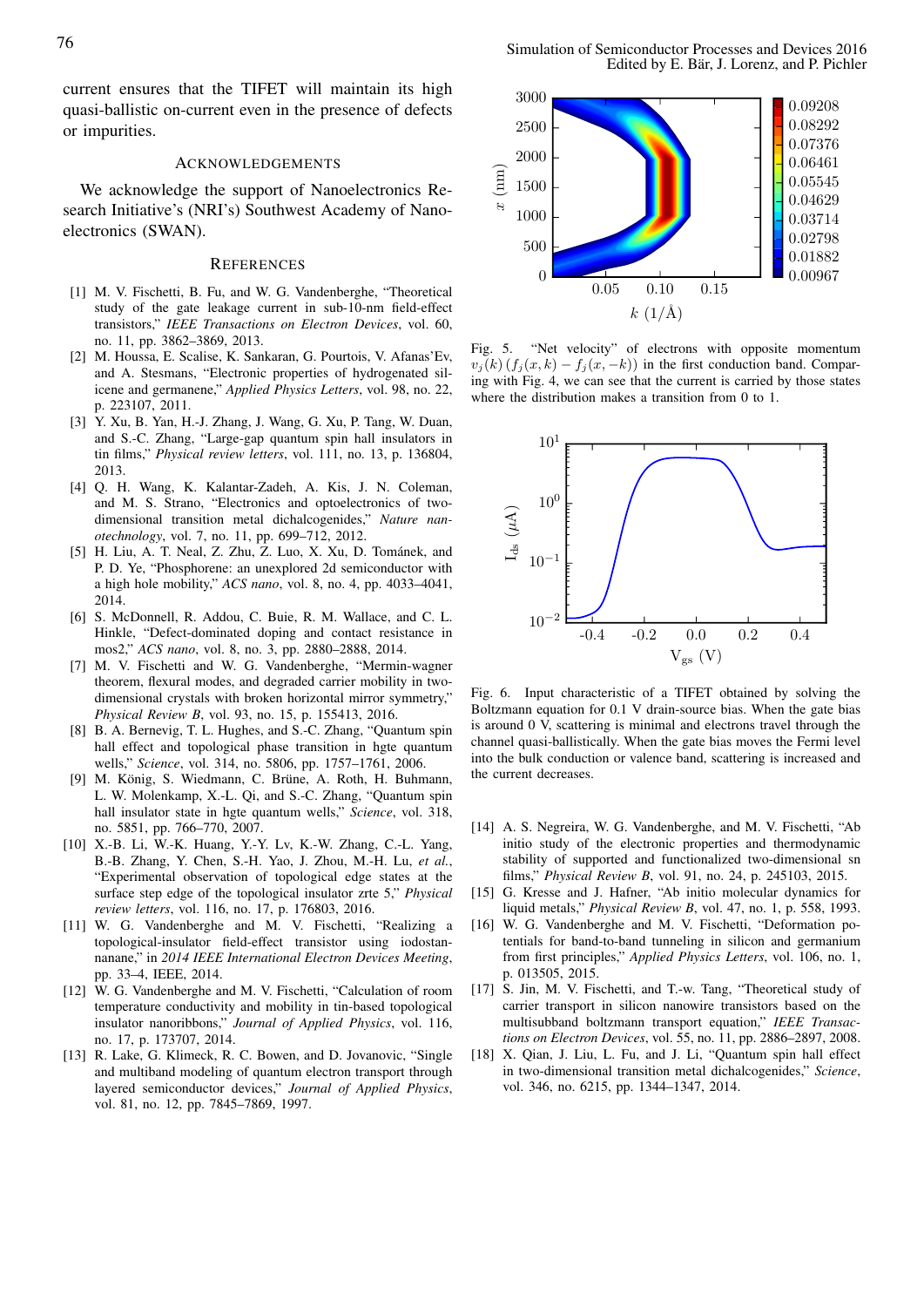current ensures that the TIFET will maintain its high quasi-ballistic on-current even in the presence of defects or impurities.

## Acknowledgements

We acknowledge the support of Nanoelectronics Research Initiative's (NRI's) Southwest Academy of Nanoelectronics (SWAN).

## References

[1] M. V. Fischetti, B. Fu, and W. G. Vandenberghe, "Theoretical study of the gate leakage current in sub-10-nm field-effect transistors," *IEEE Transactions on Electron Devices*, vol. 60, no. 11, pp. 3862–3869, 2013.

[2] M. Houssa, E. Scalise, K. Sankaran, G. Pourtois, V. Afanas'Ev, and A. Stesmans, "Electronic properties of hydrogenated silicene and germanene," *Applied Physics Letters*, vol. 98, no. 22, p. 223107, 2011.

[3] Y. Xu, B. Yan, H.-J. Zhang, J. Wang, G. Xu, P. Tang, W. Duan, and S.-C. Zhang, "Large-gap quantum spin hall insulators in tin films," *Physical review letters*, vol. 111, no. 13, p. 136804, 2013.

[4] Q. H. Wang, K. Kalantar-Zadeh, A. Kis, J. N. Coleman, and M. S. Strano, "Electronics and optoelectronics of two-dimensional transition metal dichalcogenides," *Nature nanotechnology*, vol. 7, no. 11, pp. 699–712, 2012.

[5] H. Liu, A. T. Neal, Z. Zhu, Z. Luo, X. Xu, D. Tománek, and P. D. Ye, "Phosphorene: an unexplored 2d semiconductor with a high hole mobility," *ACS nano*, vol. 8, no. 4, pp. 4033–4041, 2014.

[6] S. McDonnell, R. Addou, C. Buie, R. M. Wallace, and C. L. Hinkle, "Defect-dominated doping and contact resistance in mos2," *ACS nano*, vol. 8, no. 3, pp. 2880–2888, 2014.

[7] M. V. Fischetti and W. G. Vandenberghe, "Mermin-wagner theorem, flexural modes, and degraded carrier mobility in two-dimensional crystals with broken horizontal mirror symmetry," *Physical Review B*, vol. 93, no. 15, p. 155413, 2016.

[8] B. A. Bernevig, T. L. Hughes, and S.-C. Zhang, "Quantum spin hall effect and topological phase transition in hgte quantum wells," *Science*, vol. 314, no. 5806, pp. 1757–1761, 2006.

[9] M. König, S. Wiedmann, C. Brüne, A. Roth, H. Buhmann, L. W. Molenkamp, X.-L. Qi, and S.-C. Zhang, "Quantum spin hall insulator state in hgte quantum wells," *Science*, vol. 318, no. 5851, pp. 766–770, 2007.

[10] X.-B. Li, W.-K. Huang, Y.-Y. Lv, K.-W. Zhang, C.-L. Yang, B.-B. Zhang, Y. Chen, S.-H. Yao, J. Zhou, M.-H. Lu, *et al.*, "Experimental observation of topological edge states at the surface step edge of the topological insulator zrte 5," *Physical review letters*, vol. 116, no. 17, p. 176803, 2016.

[11] W. G. Vandenberghe and M. V. Fischetti, "Realizing a topological-insulator field-effect transistor using iodostannanane," in *2014 IEEE International Electron Devices Meeting*, pp. 33–4, IEEE, 2014.

[12] W. G. Vandenberghe and M. V. Fischetti, "Calculation of room temperature conductivity and mobility in tin-based topological insulator nanoribbons," *Journal of Applied Physics*, vol. 116, no. 17, p. 173707, 2014.

[13] R. Lake, G. Klimeck, R. C. Bowen, and D. Jovanovic, "Single and multiband modeling of quantum electron transport through layered semiconductor devices," *Journal of Applied Physics*, vol. 81, no. 12, pp. 7845–7869, 1997.

3000
2500
2000
1500
1000
500
0
$x$ (nm)
0.05
0.10
0.15
$k$ (1/Å)
0.09208
0.08292
0.07376
0.06461
0.05545
0.04629
0.03714
0.02798
0.01882
0.00967

Fig. 5. "Net velocity" of electrons with opposite momentum $v_j(k)\,(f_j(x,k) - f_j(x,-k))$ in the first conduction band. Comparing with Fig. 4, we can see that the current is carried by those states where the distribution makes a transition from 0 to 1.

$10^1$
$10^0$
$10^{-1}$
$10^{-2}$
$\mathrm{I_{ds}}$ ($\mu$A)
-0.4
-0.2
0.0
0.2
0.4
$\mathrm{V_{gs}}$ (V)

Fig. 6. Input characteristic of a TIFET obtained by solving the Boltzmann equation for 0.1 V drain-source bias. When the gate bias is around 0 V, scattering is minimal and electrons travel through the channel quasi-ballistically. When the gate bias moves the Fermi level into the bulk conduction or valence band, scattering is increased and the current decreases.

[14] A. S. Negreira, W. G. Vandenberghe, and M. V. Fischetti, "Ab initio study of the electronic properties and thermodynamic stability of supported and functionalized two-dimensional sn films," *Physical Review B*, vol. 91, no. 24, p. 245103, 2015.

[15] G. Kresse and J. Hafner, "Ab initio molecular dynamics for liquid metals," *Physical Review B*, vol. 47, no. 1, p. 558, 1993.

[16] W. G. Vandenberghe and M. V. Fischetti, "Deformation potentials for band-to-band tunneling in silicon and germanium from first principles," *Applied Physics Letters*, vol. 106, no. 1, p. 013505, 2015.

[17] S. Jin, M. V. Fischetti, and T.-w. Tang, "Theoretical study of carrier transport in silicon nanowire transistors based on the multisubband boltzmann transport equation," *IEEE Transactions on Electron Devices*, vol. 55, no. 11, pp. 2886–2897, 2008.

[18] X. Qian, J. Liu, L. Fu, and J. Li, "Quantum spin hall effect in two-dimensional transition metal dichalcogenides," *Science*, vol. 346, no. 6215, pp. 1344–1347, 2014.